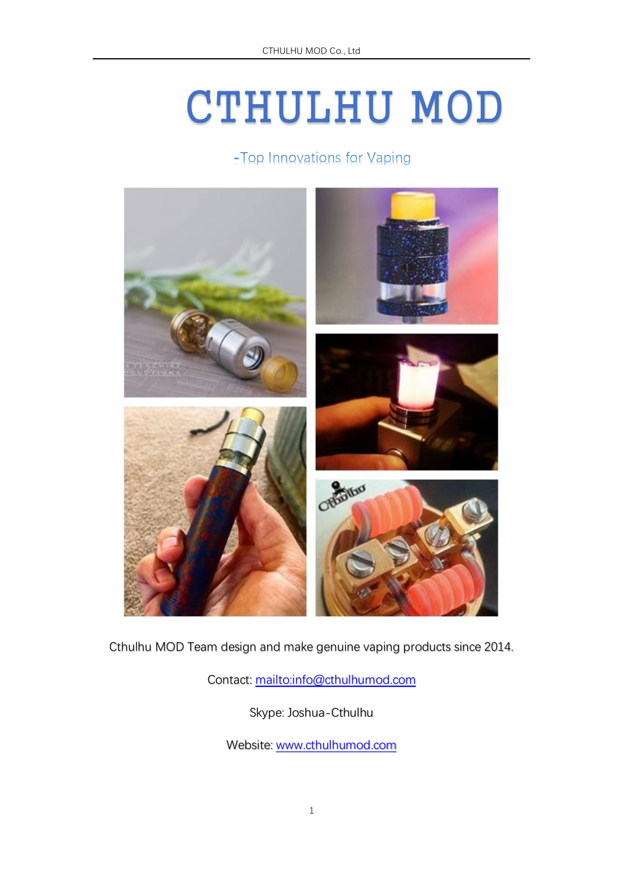# CTHULHU MOD

-Top Innovations for Vaping

Cthulhu MOD Team design and make genuine vaping products since 2014.

Contact: [mailto:info@cthulhumod.com](mailto:info@cthulhumod.com)

Skype: Joshua-Cthulhu

Website: [www.cthulhumod.com](http://www.cthulhumod.com)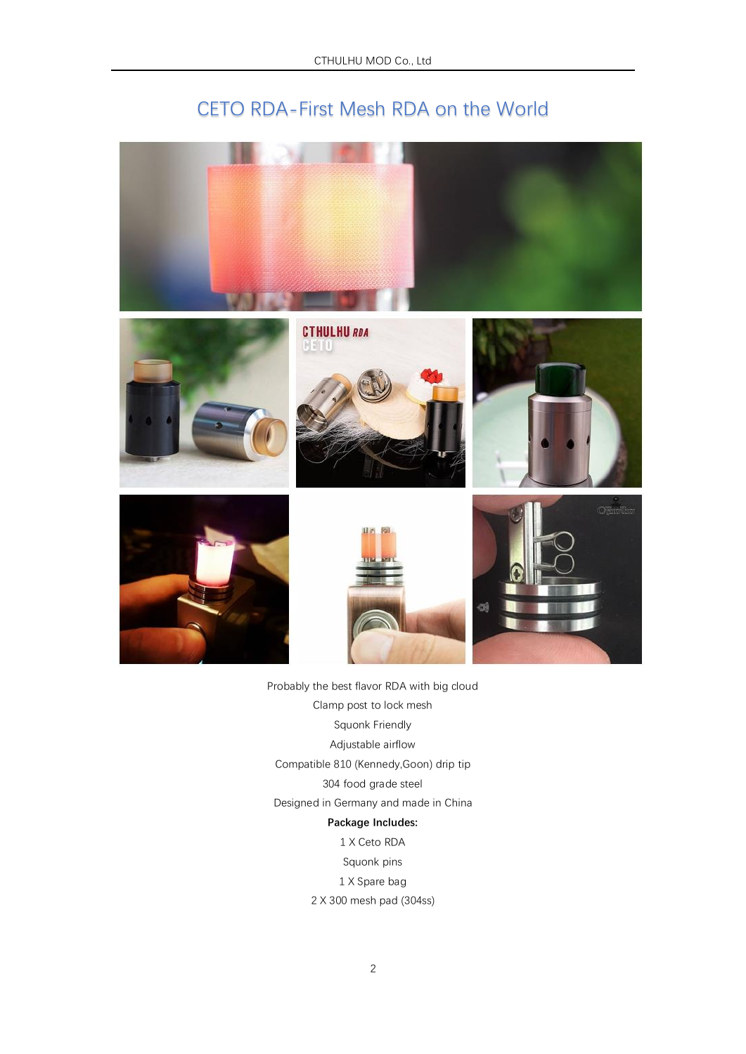# CETO RDA-First Mesh RDA on the World

Probably the best flavor RDA with big cloud

Clamp post to lock mesh

Squonk Friendly

Adjustable airflow

Compatible 810 (Kennedy,Goon) drip tip

304 food grade steel

Designed in Germany and made in China

**Package Includes:**

1 X Ceto RDA

Squonk pins

1 X Spare bag

2 X 300 mesh pad (304ss)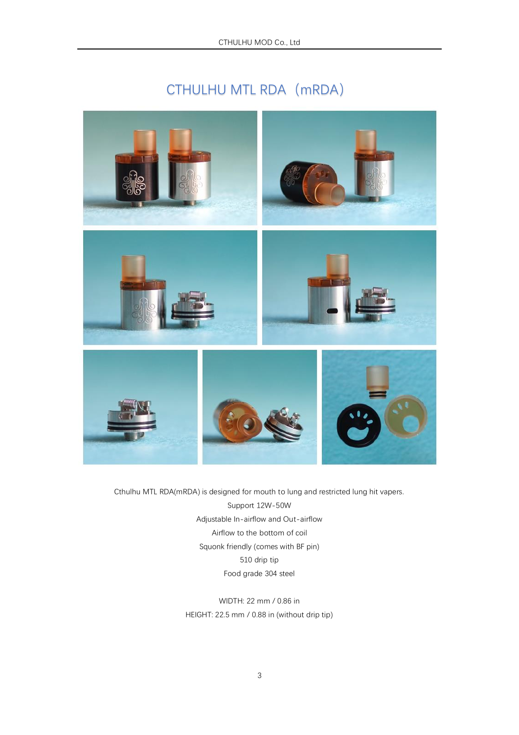# CTHULHU MTL RDA（mRDA）

Cthulhu MTL RDA(mRDA) is designed for mouth to lung and restricted lung hit vapers.

Support 12W-50W

Adjustable In-airflow and Out-airflow

Airflow to the bottom of coil

Squonk friendly (comes with BF pin)

510 drip tip

Food grade 304 steel

WIDTH: 22 mm / 0.86 in

HEIGHT: 22.5 mm / 0.88 in (without drip tip)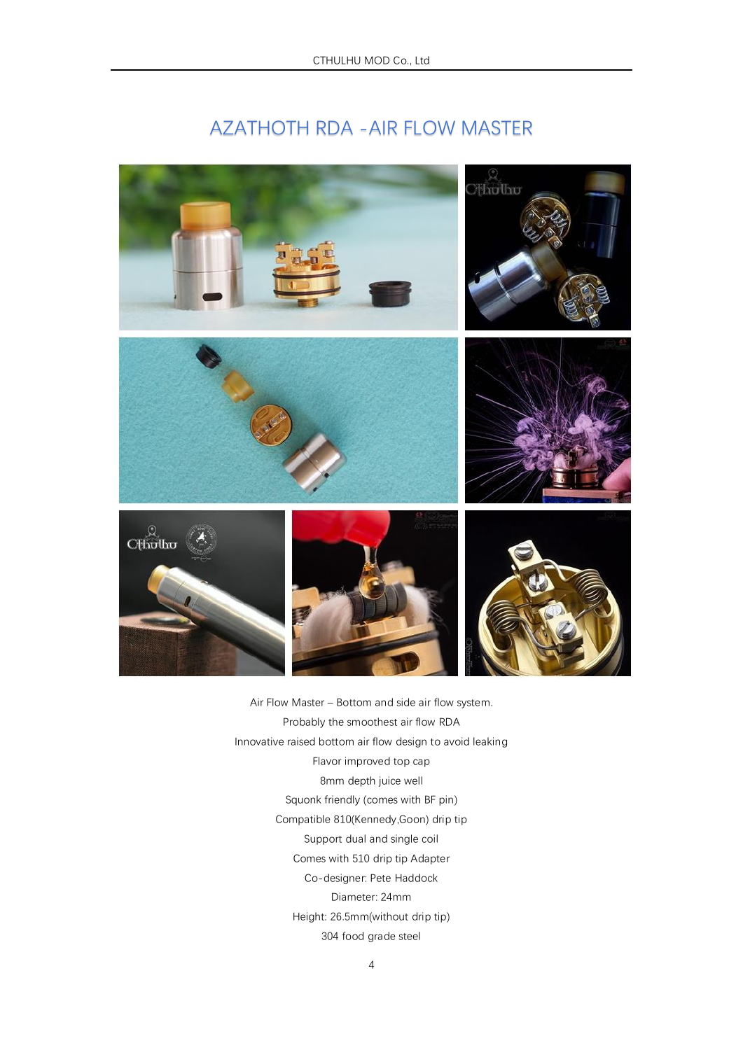# AZATHOTH RDA - AIR FLOW MASTER

Air Flow Master – Bottom and side air flow system.

Probably the smoothest air flow RDA

Innovative raised bottom air flow design to avoid leaking

Flavor improved top cap

8mm depth juice well

Squonk friendly (comes with BF pin)

Compatible 810(Kennedy,Goon) drip tip

Support dual and single coil

Comes with 510 drip tip Adapter

Co-designer: Pete Haddock

Diameter: 24mm

Height: 26.5mm(without drip tip)

304 food grade steel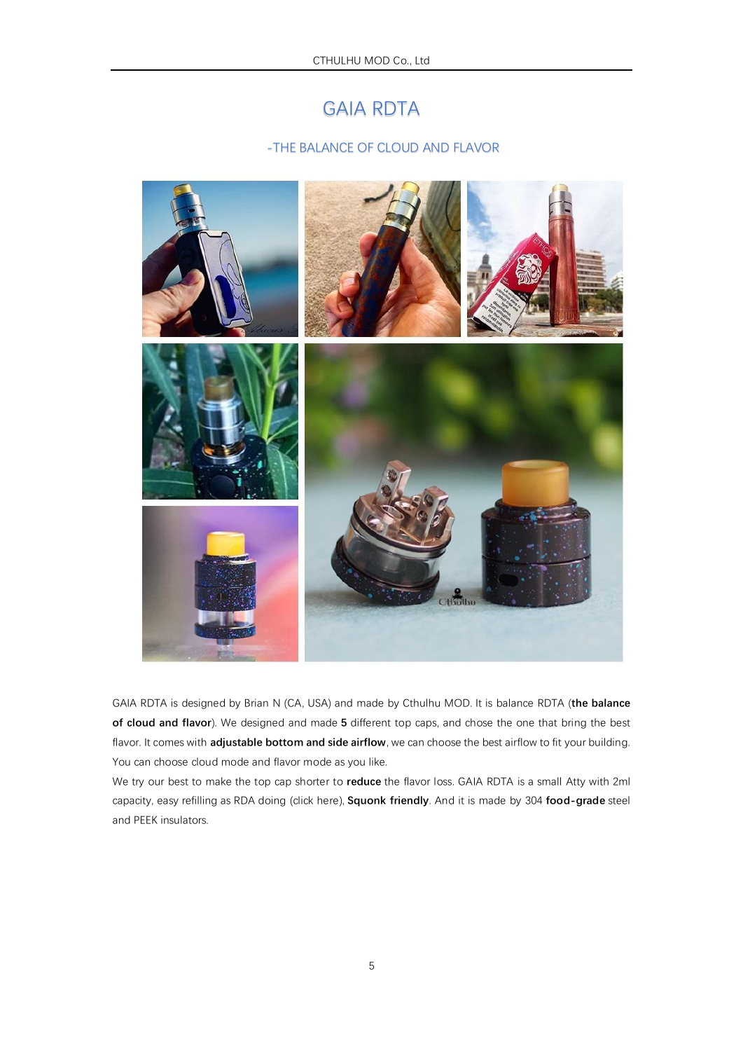# GAIA RDTA

## -THE BALANCE OF CLOUD AND FLAVOR

GAIA RDTA is designed by Brian N (CA, USA) and made by Cthulhu MOD. It is balance RDTA (**the balance of cloud and flavor**). We designed and made **5** different top caps, and chose the one that bring the best flavor. It comes with **adjustable bottom and side airflow**, we can choose the best airflow to fit your building. You can choose cloud mode and flavor mode as you like.

We try our best to make the top cap shorter to **reduce** the flavor loss. GAIA RDTA is a small Atty with 2ml capacity, easy refilling as RDA doing (click here), **Squonk friendly**. And it is made by 304 **food-grade** steel and PEEK insulators.